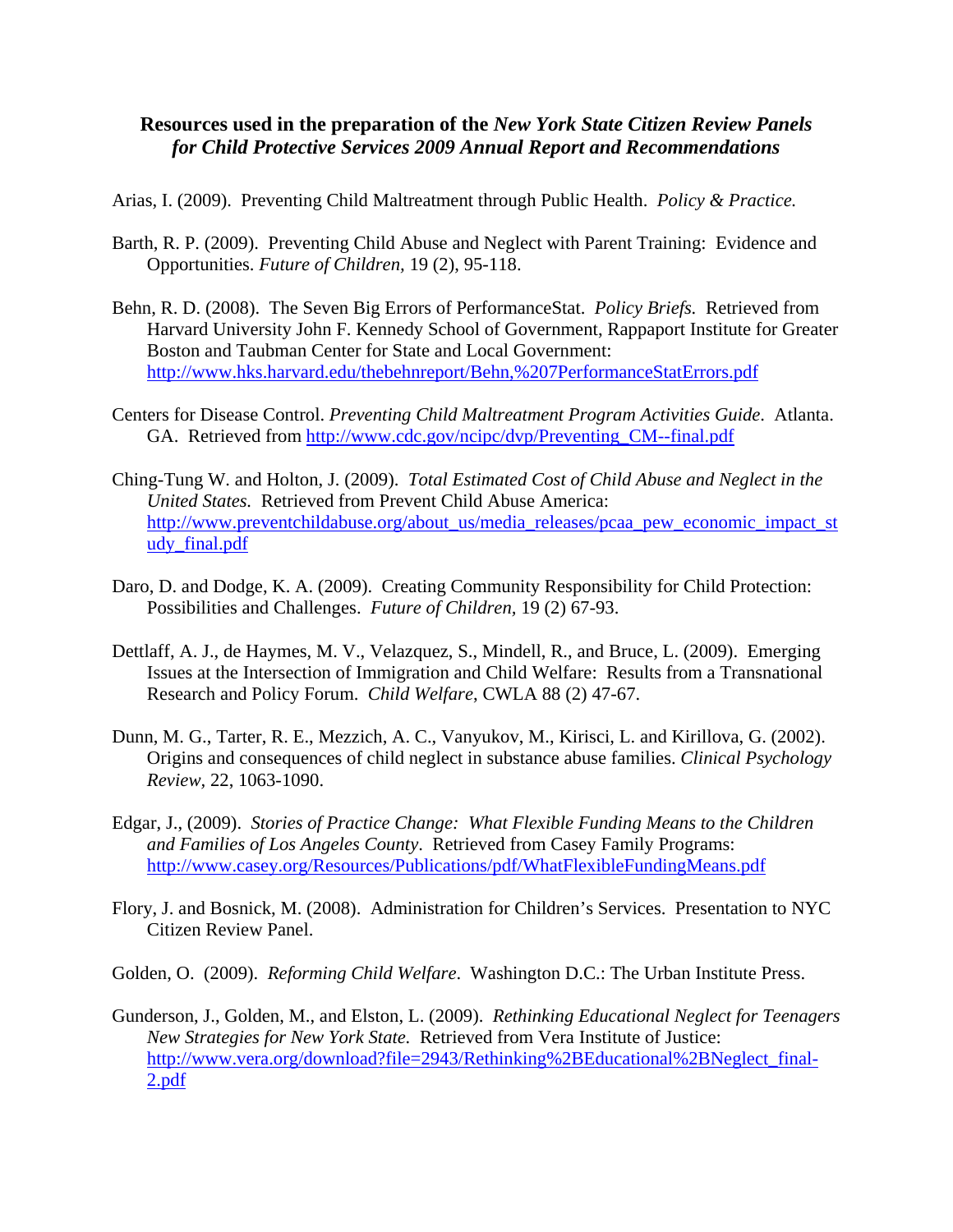**Resources used in the preparation of the *New York State Citizen Review Panels for Child Protective Services 2009 Annual Report and Recommendations***

Arias, I. (2009). Preventing Child Maltreatment through Public Health. *Policy & Practice.*

Barth, R. P. (2009). Preventing Child Abuse and Neglect with Parent Training: Evidence and Opportunities. *Future of Children*, 19 (2), 95-118.

Behn, R. D. (2008). The Seven Big Errors of PerformanceStat. *Policy Briefs.* Retrieved from Harvard University John F. Kennedy School of Government, Rappaport Institute for Greater Boston and Taubman Center for State and Local Government: http://www.hks.harvard.edu/thebehnreport/Behn,%207PerformanceStatErrors.pdf

Centers for Disease Control. *Preventing Child Maltreatment Program Activities Guide*. Atlanta. GA. Retrieved from http://www.cdc.gov/ncipc/dvp/Preventing_CM--final.pdf

Ching-Tung W. and Holton, J. (2009). *Total Estimated Cost of Child Abuse and Neglect in the United States.* Retrieved from Prevent Child Abuse America: http://www.preventchildabuse.org/about_us/media_releases/pcaa_pew_economic_impact_study_final.pdf

Daro, D. and Dodge, K. A. (2009). Creating Community Responsibility for Child Protection: Possibilities and Challenges. *Future of Children,* 19 (2) 67-93.

Dettlaff, A. J., de Haymes, M. V., Velazquez, S., Mindell, R., and Bruce, L. (2009). Emerging Issues at the Intersection of Immigration and Child Welfare: Results from a Transnational Research and Policy Forum. *Child Welfare*, CWLA 88 (2) 47-67.

Dunn, M. G., Tarter, R. E., Mezzich, A. C., Vanyukov, M., Kirisci, L. and Kirillova, G. (2002). Origins and consequences of child neglect in substance abuse families. *Clinical Psychology Review*, 22, 1063-1090.

Edgar, J., (2009). *Stories of Practice Change: What Flexible Funding Means to the Children and Families of Los Angeles County*. Retrieved from Casey Family Programs: http://www.casey.org/Resources/Publications/pdf/WhatFlexibleFundingMeans.pdf

Flory, J. and Bosnick, M. (2008). Administration for Children's Services. Presentation to NYC Citizen Review Panel.

Golden, O. (2009). *Reforming Child Welfare*. Washington D.C.: The Urban Institute Press.

Gunderson, J., Golden, M., and Elston, L. (2009). *Rethinking Educational Neglect for Teenagers New Strategies for New York State.* Retrieved from Vera Institute of Justice: http://www.vera.org/download?file=2943/Rethinking%2BEducational%2BNeglect_final-2.pdf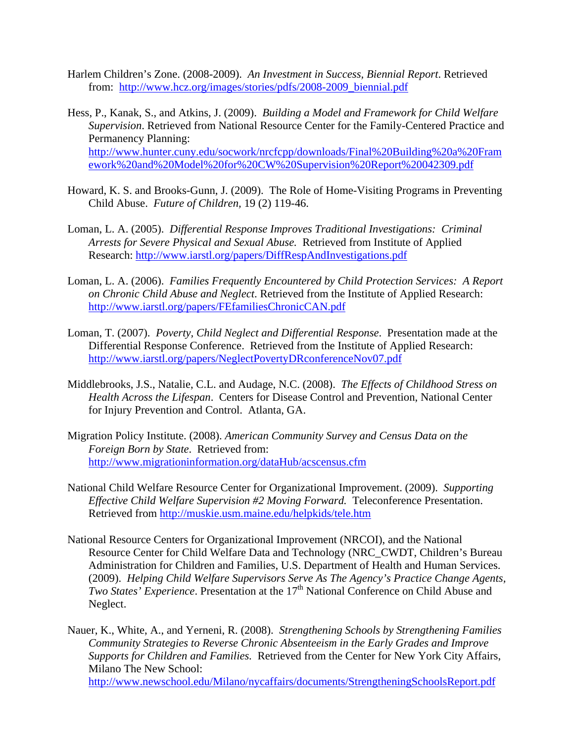Harlem Children's Zone. (2008-2009). *An Investment in Success, Biennial Report*. Retrieved from: http://www.hcz.org/images/stories/pdfs/2008-2009_biennial.pdf

Hess, P., Kanak, S., and Atkins, J. (2009). *Building a Model and Framework for Child Welfare Supervision*. Retrieved from National Resource Center for the Family-Centered Practice and Permanency Planning: http://www.hunter.cuny.edu/socwork/nrcfcpp/downloads/Final%20Building%20a%20Framework%20and%20Model%20for%20CW%20Supervision%20Report%20042309.pdf

Howard, K. S. and Brooks-Gunn, J. (2009). The Role of Home-Visiting Programs in Preventing Child Abuse. *Future of Children*, 19 (2) 119-46.

Loman, L. A. (2005). *Differential Response Improves Traditional Investigations: Criminal Arrests for Severe Physical and Sexual Abuse.* Retrieved from Institute of Applied Research: http://www.iarstl.org/papers/DiffRespAndInvestigations.pdf

Loman, L. A. (2006). *Families Frequently Encountered by Child Protection Services: A Report on Chronic Child Abuse and Neglect*. Retrieved from the Institute of Applied Research: http://www.iarstl.org/papers/FEfamiliesChronicCAN.pdf

Loman, T. (2007). *Poverty, Child Neglect and Differential Response*. Presentation made at the Differential Response Conference. Retrieved from the Institute of Applied Research: http://www.iarstl.org/papers/NeglectPovertyDRconferenceNov07.pdf

Middlebrooks, J.S., Natalie, C.L. and Audage, N.C. (2008). *The Effects of Childhood Stress on Health Across the Lifespan*. Centers for Disease Control and Prevention, National Center for Injury Prevention and Control. Atlanta, GA.

Migration Policy Institute. (2008). *American Community Survey and Census Data on the Foreign Born by State.* Retrieved from: http://www.migrationinformation.org/dataHub/acscensus.cfm

National Child Welfare Resource Center for Organizational Improvement. (2009). *Supporting Effective Child Welfare Supervision #2 Moving Forward.* Teleconference Presentation. Retrieved from http://muskie.usm.maine.edu/helpkids/tele.htm

National Resource Centers for Organizational Improvement (NRCOI), and the National Resource Center for Child Welfare Data and Technology (NRC_CWDT, Children's Bureau Administration for Children and Families, U.S. Department of Health and Human Services. (2009). *Helping Child Welfare Supervisors Serve As The Agency's Practice Change Agents, Two States' Experience*. Presentation at the 17th National Conference on Child Abuse and Neglect.

Nauer, K., White, A., and Yerneni, R. (2008). *Strengthening Schools by Strengthening Families Community Strategies to Reverse Chronic Absenteeism in the Early Grades and Improve Supports for Children and Families.* Retrieved from the Center for New York City Affairs, Milano The New School: http://www.newschool.edu/Milano/nycaffairs/documents/StrengtheningSchoolsReport.pdf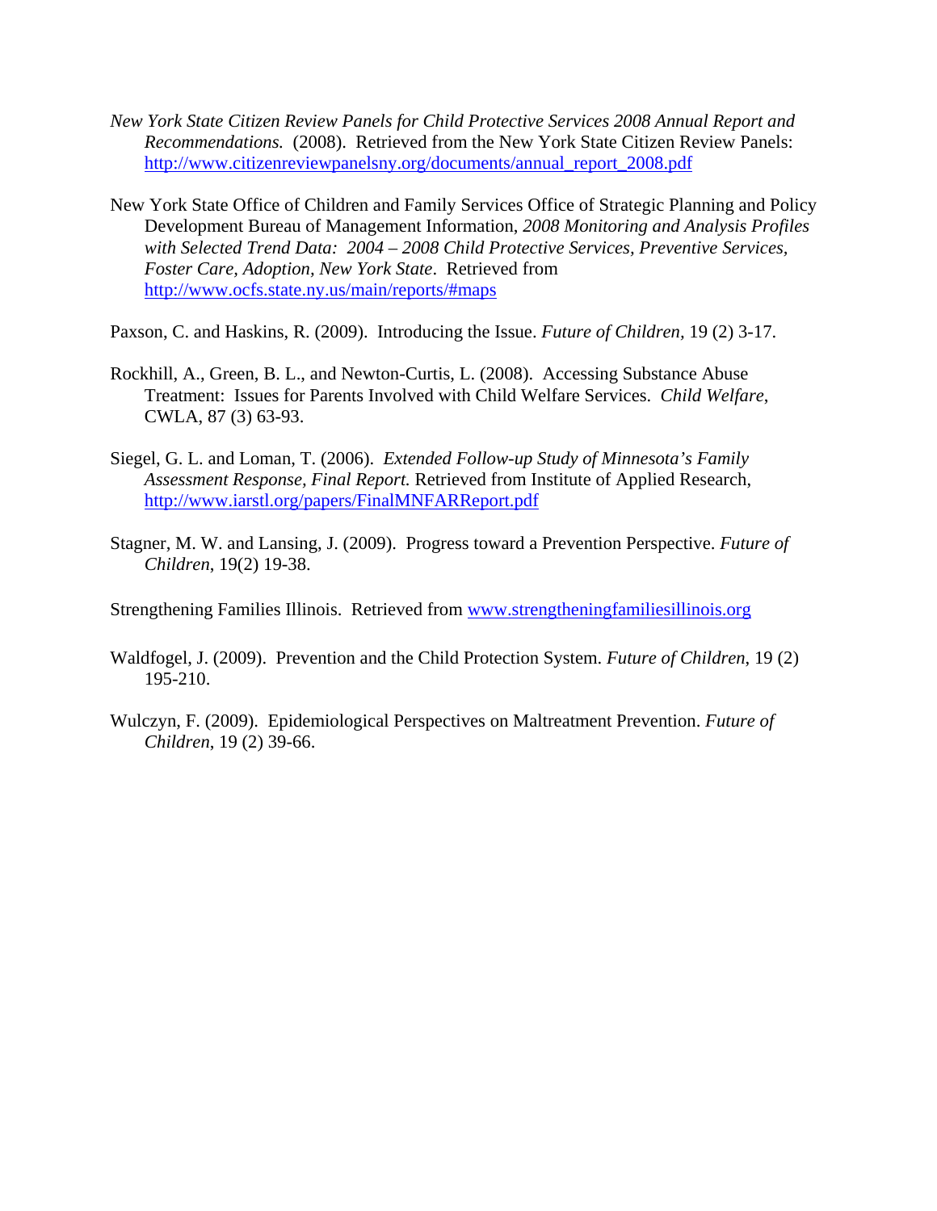*New York State Citizen Review Panels for Child Protective Services 2008 Annual Report and Recommendations.* (2008). Retrieved from the New York State Citizen Review Panels: http://www.citizenreviewpanelsny.org/documents/annual_report_2008.pdf

New York State Office of Children and Family Services Office of Strategic Planning and Policy Development Bureau of Management Information, *2008 Monitoring and Analysis Profiles with Selected Trend Data: 2004 – 2008 Child Protective Services, Preventive Services, Foster Care, Adoption, New York State*. Retrieved from http://www.ocfs.state.ny.us/main/reports/#maps

Paxson, C. and Haskins, R. (2009). Introducing the Issue. *Future of Children*, 19 (2) 3-17.

Rockhill, A., Green, B. L., and Newton-Curtis, L. (2008). Accessing Substance Abuse Treatment: Issues for Parents Involved with Child Welfare Services. *Child Welfare*, CWLA, 87 (3) 63-93.

Siegel, G. L. and Loman, T. (2006). *Extended Follow-up Study of Minnesota's Family Assessment Response, Final Report.* Retrieved from Institute of Applied Research, http://www.iarstl.org/papers/FinalMNFARReport.pdf

Stagner, M. W. and Lansing, J. (2009). Progress toward a Prevention Perspective. *Future of Children*, 19(2) 19-38.

Strengthening Families Illinois. Retrieved from www.strengtheningfamiliesillinois.org

Waldfogel, J. (2009). Prevention and the Child Protection System. *Future of Children*, 19 (2) 195-210.

Wulczyn, F. (2009). Epidemiological Perspectives on Maltreatment Prevention. *Future of Children*, 19 (2) 39-66.